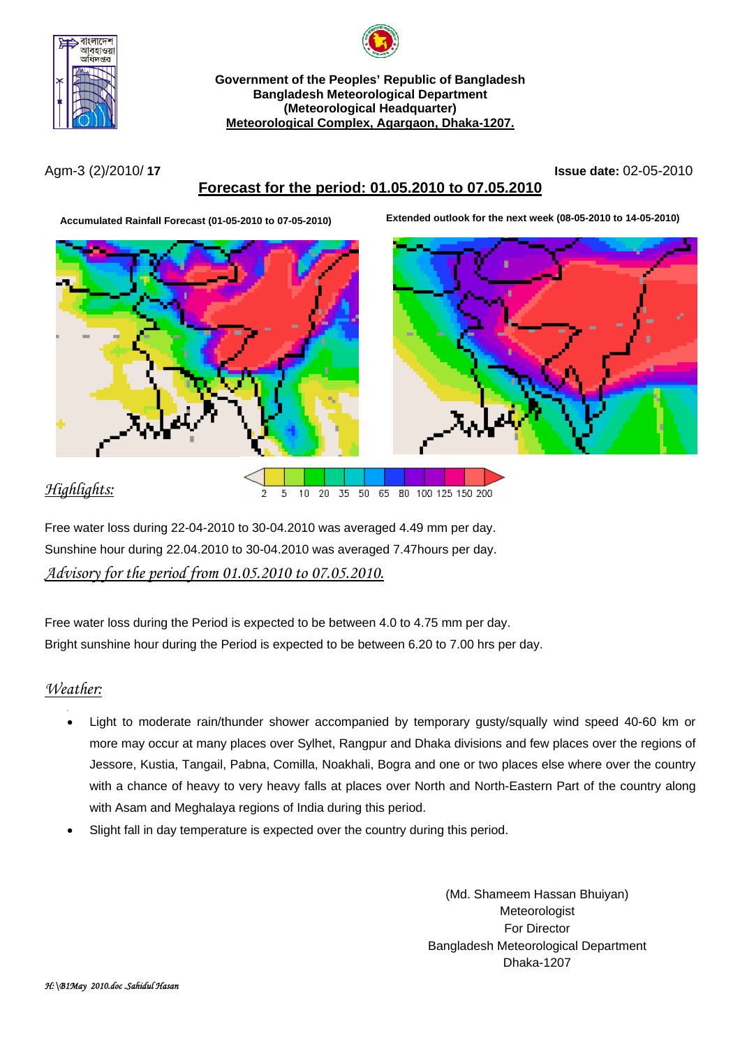**Government of the Peoples' Republic of Bangladesh**
**Bangladesh Meteorological Department**
**(Meteorological Headquarter)**
**Meteorological Complex, Agargaon, Dhaka-1207.**

Agm-3 (2)/2010/ **17** **Issue date:** 02-05-2010

## Forecast for the period: 01.05.2010 to 07.05.2010

**Accumulated Rainfall Forecast (01-05-2010 to 07-05-2010)**

**Extended outlook for the next week (08-05-2010 to 14-05-2010)**

2 5 10 20 35 50 65 80 100 125 150 200

### *Highlights:*

Free water loss during 22-04-2010 to 30-04.2010 was averaged 4.49 mm per day.
Sunshine hour during 22.04.2010 to 30-04.2010 was averaged 7.47hours per day.

### *Advisory for the period from 01.05.2010 to 07.05.2010.*

Free water loss during the Period is expected to be between 4.0 to 4.75 mm per day.
Bright sunshine hour during the Period is expected to be between 6.20 to 7.00 hrs per day.

### *Weather:*

- Light to moderate rain/thunder shower accompanied by temporary gusty/squally wind speed 40-60 km or more may occur at many places over Sylhet, Rangpur and Dhaka divisions and few places over the regions of Jessore, Kustia, Tangail, Pabna, Comilla, Noakhali, Bogra and one or two places else where over the country with a chance of heavy to very heavy falls at places over North and North-Eastern Part of the country along with Asam and Meghalaya regions of India during this period.
- Slight fall in day temperature is expected over the country during this period.

(Md. Shameem Hassan Bhuiyan)
Meteorologist
For Director
Bangladesh Meteorological Department
Dhaka-1207

*H:\B1May 2010.doc .Sahidul Hasan*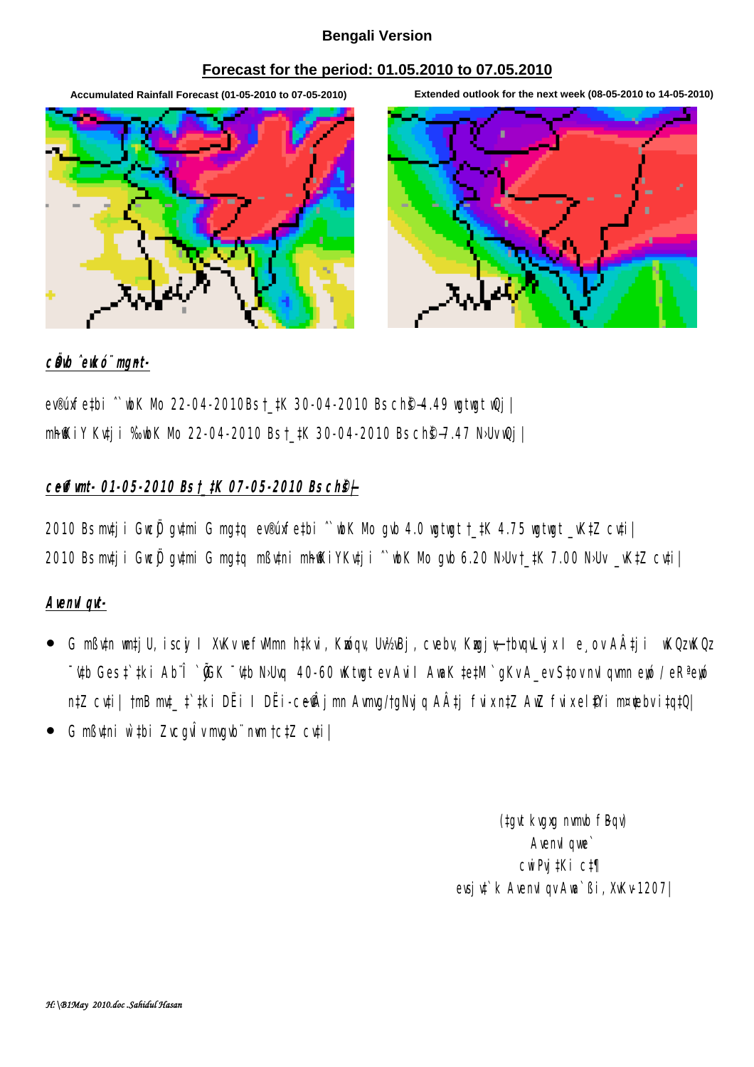# Bengali Version

## Forecast for the period: 01.05.2010 to 07.05.2010

**Accumulated Rainfall Forecast (01-05-2010 to 07-05-2010)**

**Extended outlook for the next week (08-05-2010 to 14-05-2010)**

### cÖevn ˆewkó¨ mgnt-

ev®úxfe‡bi ˆ`wbK Mo 22-04-2010 Bs †_‡K 30-04-2010 Bs ch©š— 4.49 wgtwgt wQj|

mh©wKiY Kv‡ji ‰`wbK Mo 22-04-2010 Bs †_‡K 30-04-2010 Bs ch©š— 7.47 N›Uv wQj|

### ceŸ©vfvm- 01-05-2010 Bs †_‡K 07-05-2010 Bs ch©š—

2010 Bs mv‡ji GwcÖj gv‡mi G mg‡q ev®úxfe‡bi ˆ`wbK Mo gvb 4.0 wgtwgt †_‡K 4.75 wgtwgt _vK‡Z cv‡i|

2010 Bs mv‡ji GwcÖj gv‡mi G mg‡q mßv‡ni mh©wKiYKv‡ji ˆ`wbK Mo gvb 6.20 N›Uv †_‡K 7.00 N›Uv _vK‡Z cv‡i|

### AvenvIqv-

- G mßv‡n wm‡jU, iscyi I XvKv wefv‡Mi h‡kvi, Kzwóqv, Uv½vBj, cvebv, Kzwgjøv-†bvqvLvjx I e¸ov A‡j wKQzwKQz ¯'v‡b Gev‡`‡ki Ab¨Î `yGK ¯'v‡b N›Uvq 40-60 wKtwgt evZv‡mi MwZ‡eM `gKv nvIqv Ges e‡Rª-e„wó n‡Z cv‡i| †mB mv‡_ †`‡ki DËi I DËi-ceŸ©vÂj mn Avmvg/†gNvjq A‡j fvix e„wó n‡Z cv‡i Ges fvix el©‡Yi m¤¢vebv i‡q‡Q|
- G mßv‡ni w`‡bi ZvcgvÎv mvgvb¨ nªvm †c‡Z cv‡i|

(‡gvt kvgxg nvmvb fBqv)
AvenvIqvwe`
cwiPvjK, gv‡Qi Wªg
evsjv‡`k AvenvIqv Awa`ßi, XvKv-1207|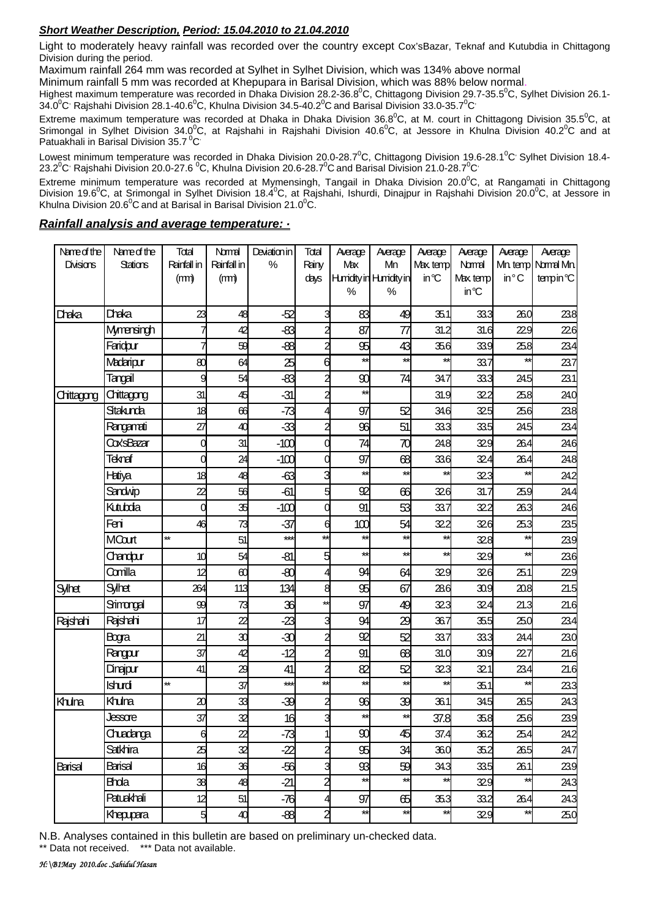***Short Weather Description, Period: 15.04.2010 to 21.04.2010***

Light to moderately heavy rainfall was recorded over the country except Cox'sBazar, Teknaf and Kutubdia in Chittagong Division during the period.

Maximum rainfall 264 mm was recorded at Sylhet in Sylhet Division, which was 134% above normal

Minimum rainfall 5 mm was recorded at Khepupara in Barisal Division, which was 88% below normal.

Highest maximum temperature was recorded in Dhaka Division 28.2-36.8$^0$C, Chittagong Division 29.7-35.5$^0$C, Sylhet Division 26.1-34.0$^0$C, Rajshahi Division 28.1-40.6$^0$C, Khulna Division 34.5-40.2$^0$C and Barisal Division 33.0-35.7$^0$C.

Extreme maximum temperature was recorded at Dhaka in Dhaka Division 36.8$^0$C, at M. court in Chittagong Division 35.5$^0$C, at Srimongal in Sylhet Division 34.0$^0$C, at Rajshahi in Rajshahi Division 40.6$^0$C, at Jessore in Khulna Division 40.2$^0$C and at Patuakhali in Barisal Division 35.7 $^0$C.

Lowest minimum temperature was recorded in Dhaka Division 20.0-28.7$^0$C, Chittagong Division 19.6-28.1$^0$C, Sylhet Division 18.4-23.2$^0$C, Rajshahi Division 20.0-27.6 $^0$C, Khulna Division 20.6-28.7$^0$C and Barisal Division 21.0-28.7$^0$C.

Extreme minimum temperature was recorded at Mymensingh, Tangail in Dhaka Division 20.0$^0$C, at Rangamati in Chittagong Division 19.6$^0$C, at Srimongal in Sylhet Division 18.4$^0$C, at Rajshahi, Ishurdi, Dinajpur in Rajshahi Division 20.0$^0$C, at Jessore in Khulna Division 20.6$^0$C and at Barisal in Barisal Division 21.0$^0$C.

***Rainfall analysis and average temperature: ·***

| Name of the Divisions | Name of the Stations | Total Rainfall in (mm) | Normal Rainfall in (mm) | Deviation in % | Total Rainy days | Average Max Humidity in % | Average Min Humidity in % | Average Max. temp in°C | Average Normal Max. temp in°C | Average Min. temp in° C | Average Normal Min. temp in °C |
|---|---|---|---|---|---|---|---|---|---|---|---|
| Dhaka | Dhaka | 23 | 48 | -52 | 3 | 83 | 49 | 35.1 | 33.3 | 26.0 | 23.8 |
| | Mymensingh | 7 | 42 | -83 | 2 | 87 | 77 | 31.2 | 31.6 | 22.9 | 22.6 |
| | Faridpur | 7 | 59 | -88 | 2 | 95 | 43 | 35.6 | 33.9 | 25.8 | 23.4 |
| | Madaripur | 80 | 64 | 25 | 6 | ** | ** | ** | 33.7 | ** | 23.7 |
| | Tangail | 9 | 54 | -83 | 2 | 90 | 74 | 34.7 | 33.3 | 24.5 | 23.1 |
| Chittagong | Chittagong | 31 | 45 | -31 | 2 | ** | | 31.9 | 32.2 | 25.8 | 24.0 |
| | Sitakunda | 18 | 66 | -73 | 4 | 97 | 52 | 34.6 | 32.5 | 25.6 | 23.8 |
| | Rangamati | 27 | 40 | -33 | 2 | 96 | 51 | 33.3 | 33.5 | 24.5 | 23.4 |
| | Cox'sBazar | 0 | 31 | -100 | 0 | 74 | 70 | 24.8 | 32.9 | 26.4 | 24.6 |
| | Teknaf | 0 | 24 | -100 | 0 | 97 | 68 | 33.6 | 32.4 | 26.4 | 24.8 |
| | Hatiya | 18 | 48 | -63 | 3 | ** | ** | ** | 32.3 | ** | 24.2 |
| | Sandwip | 22 | 56 | -61 | 5 | 92 | 66 | 32.6 | 31.7 | 25.9 | 24.4 |
| | Kutubdia | 0 | 35 | -100 | 0 | 91 | 53 | 33.7 | 32.2 | 26.3 | 24.6 |
| | Feni | 46 | 73 | -37 | 6 | 100 | 54 | 32.2 | 32.6 | 25.3 | 23.5 |
| | M.Court | ** | 51 | *** | ** | ** | ** | ** | 32.8 | ** | 23.9 |
| | Chandpur | 10 | 54 | -81 | 5 | ** | ** | ** | 32.9 | ** | 23.6 |
| | Comilla | 12 | 60 | -80 | 4 | 94 | 64 | 32.9 | 32.6 | 25.1 | 22.9 |
| Sylhet | Sylhet | 264 | 113 | 134 | 8 | 95 | 67 | 28.6 | 30.9 | 20.8 | 21.5 |
| | Srimongal | 99 | 73 | 36 | ** | 97 | 49 | 32.3 | 32.4 | 21.3 | 21.6 |
| Rajshahi | Rajshahi | 17 | 22 | -23 | 3 | 94 | 29 | 36.7 | 35.5 | 25.0 | 23.4 |
| | Bogra | 21 | 30 | -30 | 2 | 92 | 52 | 33.7 | 33.3 | 24.4 | 23.0 |
| | Rangpur | 37 | 42 | -12 | 2 | 91 | 68 | 31.0 | 30.9 | 22.7 | 21.6 |
| | Dinajpur | 41 | 29 | 41 | 2 | 82 | 52 | 32.3 | 32.1 | 23.4 | 21.6 |
| | Ishurdi | ** | 37 | *** | ** | ** | ** | ** | 35.1 | ** | 23.3 |
| Khulna | Khulna | 20 | 33 | -39 | 2 | 96 | 39 | 36.1 | 34.5 | 26.5 | 24.3 |
| | Jessore | 37 | 32 | 16 | 3 | ** | ** | 37.8 | 35.8 | 25.6 | 23.9 |
| | Chuadanga | 6 | 22 | -73 | 1 | 90 | 45 | 37.4 | 36.2 | 25.4 | 24.2 |
| | Satkhira | 25 | 32 | -22 | 2 | 95 | 34 | 36.0 | 35.2 | 26.5 | 24.7 |
| Barisal | Barisal | 16 | 36 | -56 | 3 | 93 | 59 | 34.3 | 33.5 | 26.1 | 23.9 |
| | Bhola | 38 | 48 | -21 | 2 | ** | ** | ** | 32.9 | ** | 24.3 |
| | Patuakhali | 12 | 51 | -76 | 4 | 97 | 65 | 35.3 | 33.2 | 26.4 | 24.3 |
| | Khepupara | 5 | 40 | -88 | 2 | ** | ** | ** | 32.9 | ** | 25.0 |

N.B. Analyses contained in this bulletin are based on preliminary un-checked data.
** Data not received. *** Data not available.

*H:\B1May 2010.doc .Sahidul Hasan*